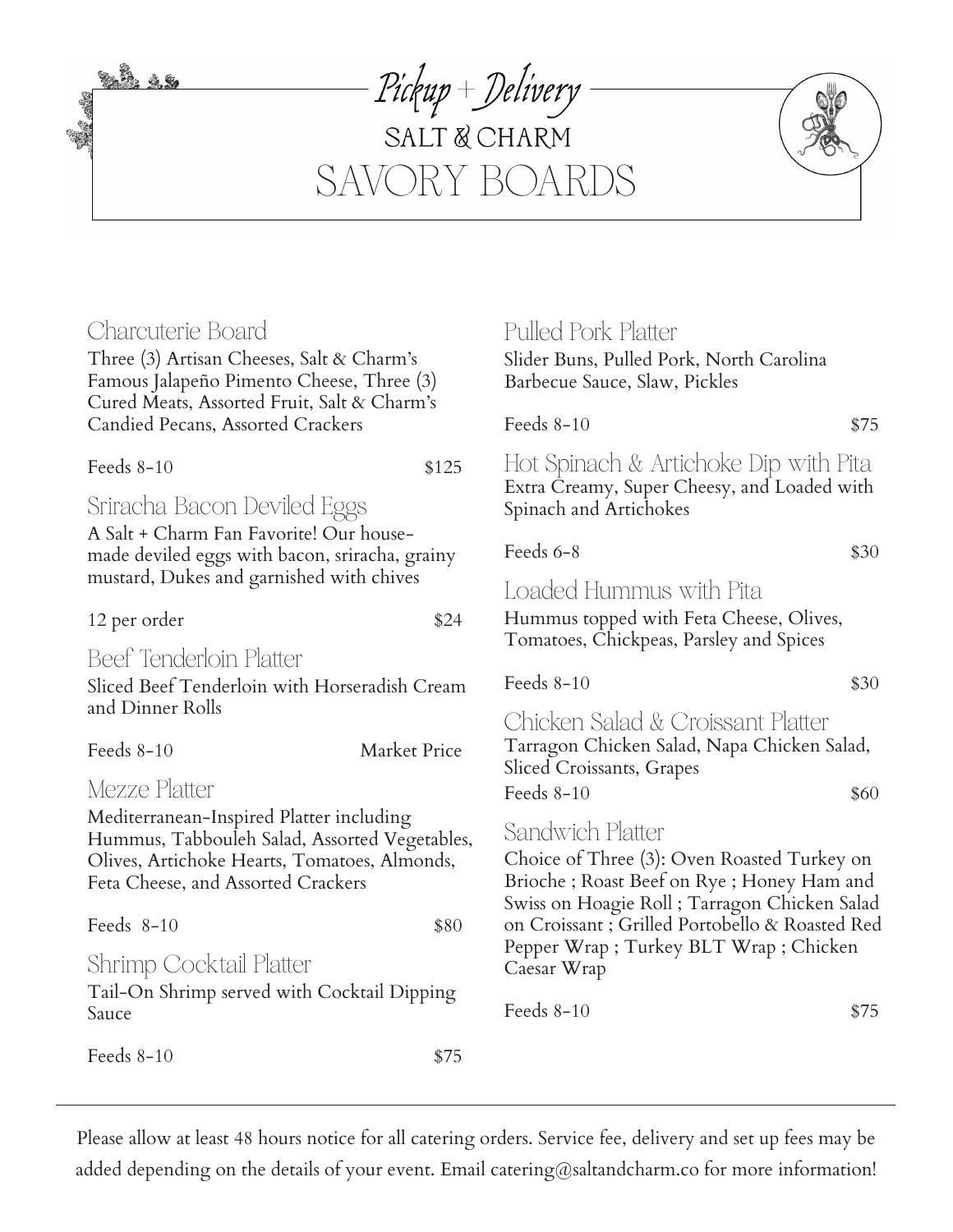*Pickup + Delivery*

# SALT & CHARM

# SAVORY BOARDS

## Charcuterie Board

Three (3) Artisan Cheeses, Salt & Charm's Famous Jalapeño Pimento Cheese, Three (3) Cured Meats, Assorted Fruit, Salt & Charm's Candied Pecans, Assorted Crackers

Feeds 8-10 — $125

## Sriracha Bacon Deviled Eggs

A Salt + Charm Fan Favorite! Our house-made deviled eggs with bacon, sriracha, grainy mustard, Dukes and garnished with chives

12 per order — $24

## Beef Tenderloin Platter

Sliced Beef Tenderloin with Horseradish Cream and Dinner Rolls

Feeds 8-10 — Market Price

## Mezze Platter

Mediterranean-Inspired Platter including Hummus, Tabbouleh Salad, Assorted Vegetables, Olives, Artichoke Hearts, Tomatoes, Almonds, Feta Cheese, and Assorted Crackers

Feeds 8-10 — $80

## Shrimp Cocktail Platter

Tail-On Shrimp served with Cocktail Dipping Sauce

Feeds 8-10 — $75

## Pulled Pork Platter

Slider Buns, Pulled Pork, North Carolina Barbecue Sauce, Slaw, Pickles

Feeds 8-10 — $75

## Hot Spinach & Artichoke Dip with Pita

Extra Creamy, Super Cheesy, and Loaded with Spinach and Artichokes

Feeds 6-8 — $30

## Loaded Hummus with Pita

Hummus topped with Feta Cheese, Olives, Tomatoes, Chickpeas, Parsley and Spices

Feeds 8-10 — $30

## Chicken Salad & Croissant Platter

Tarragon Chicken Salad, Napa Chicken Salad, Sliced Croissants, Grapes

Feeds 8-10 — $60

## Sandwich Platter

Choice of Three (3): Oven Roasted Turkey on Brioche ; Roast Beef on Rye ; Honey Ham and Swiss on Hoagie Roll ; Tarragon Chicken Salad on Croissant ; Grilled Portobello & Roasted Red Pepper Wrap ; Turkey BLT Wrap ; Chicken Caesar Wrap

Feeds 8-10 — $75

---

Please allow at least 48 hours notice for all catering orders. Service fee, delivery and set up fees may be added depending on the details of your event. Email catering@saltandcharm.co for more information!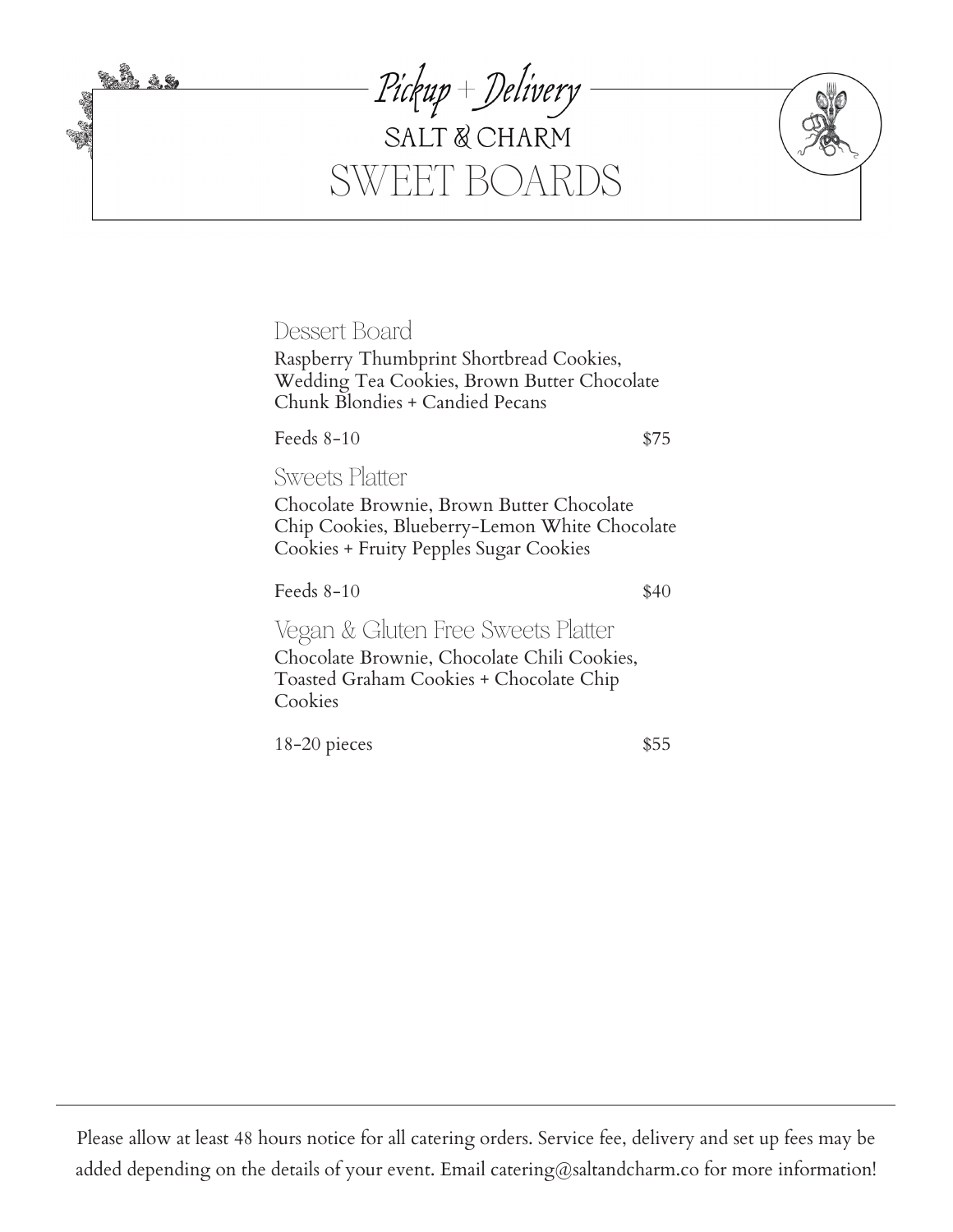*Pickup + Delivery*

SALT & CHARM

# SWEET BOARDS

## Dessert Board

Raspberry Thumbprint Shortbread Cookies, Wedding Tea Cookies, Brown Butter Chocolate Chunk Blondies + Candied Pecans

Feeds 8-10 — $75

## Sweets Platter

Chocolate Brownie, Brown Butter Chocolate Chip Cookies, Blueberry-Lemon White Chocolate Cookies + Fruity Pepples Sugar Cookies

Feeds 8-10 — $40

## Vegan & Gluten Free Sweets Platter

Chocolate Brownie, Chocolate Chili Cookies, Toasted Graham Cookies + Chocolate Chip Cookies

18-20 pieces — $55

---

Please allow at least 48 hours notice for all catering orders. Service fee, delivery and set up fees may be added depending on the details of your event. Email catering@saltandcharm.co for more information!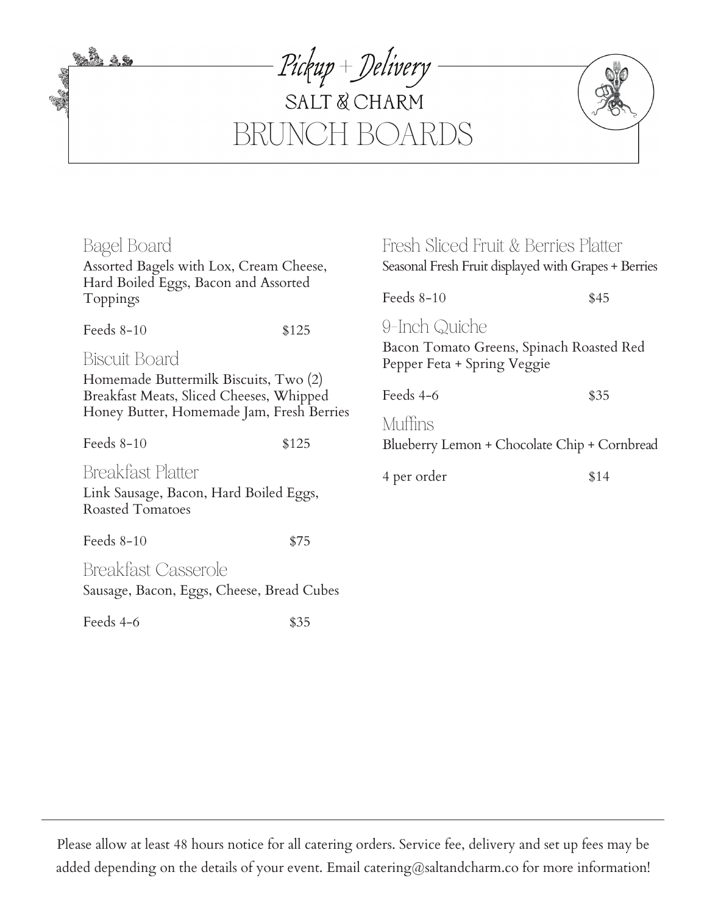*Pickup + Delivery*

SALT & CHARM

# BRUNCH BOARDS

## Bagel Board

Assorted Bagels with Lox, Cream Cheese, Hard Boiled Eggs, Bacon and Assorted Toppings

Feeds 8-10 — $125

## Biscuit Board

Homemade Buttermilk Biscuits, Two (2) Breakfast Meats, Sliced Cheeses, Whipped Honey Butter, Homemade Jam, Fresh Berries

Feeds 8-10 — $125

## Breakfast Platter

Link Sausage, Bacon, Hard Boiled Eggs, Roasted Tomatoes

Feeds 8-10 — $75

## Breakfast Casserole

Sausage, Bacon, Eggs, Cheese, Bread Cubes

Feeds 4-6 — $35

## Fresh Sliced Fruit & Berries Platter

Seasonal Fresh Fruit displayed with Grapes + Berries

Feeds 8-10 — $45

## 9-Inch Quiche

Bacon Tomato Greens, Spinach Roasted Red Pepper Feta + Spring Veggie

Feeds 4-6 — $35

## Muffins

Blueberry Lemon + Chocolate Chip + Cornbread

4 per order — $14

---

Please allow at least 48 hours notice for all catering orders. Service fee, delivery and set up fees may be added depending on the details of your event. Email catering@saltandcharm.co for more information!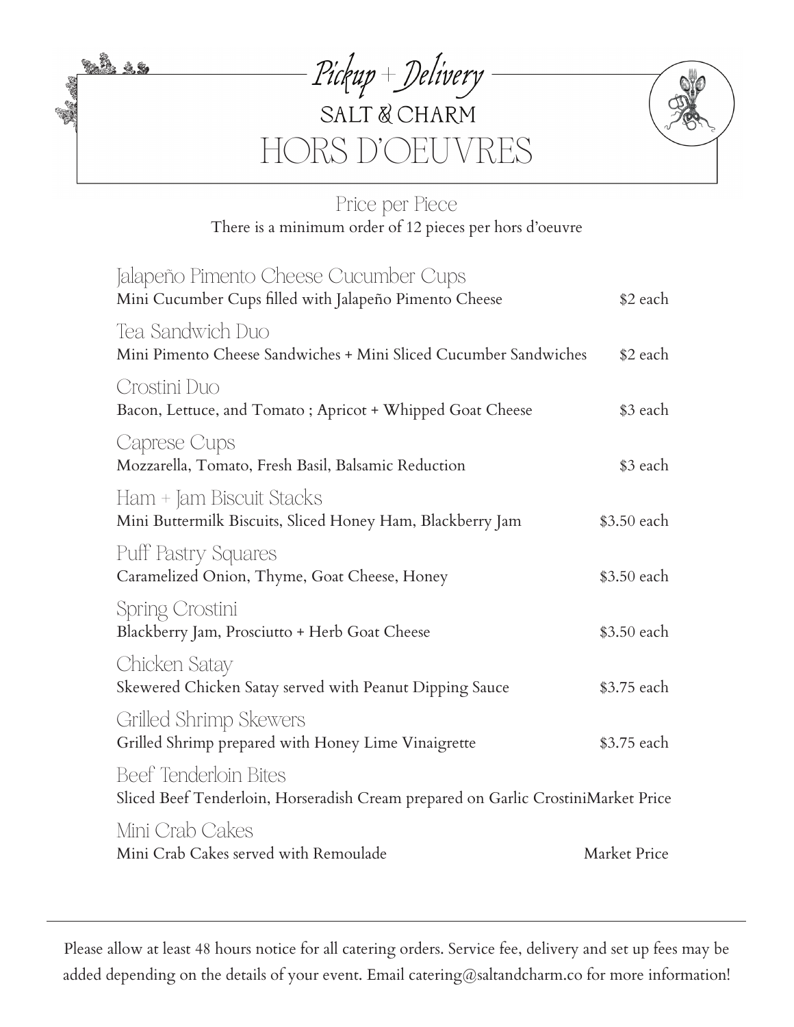*Pickup + Delivery*

# SALT & CHARM

# HORS D'OEUVRES

## Price per Piece

There is a minimum order of 12 pieces per hors d'oeuvre

### Jalapeño Pimento Cheese Cucumber Cups
Mini Cucumber Cups filled with Jalapeño Pimento Cheese — $2 each

### Tea Sandwich Duo
Mini Pimento Cheese Sandwiches + Mini Sliced Cucumber Sandwiches — $2 each

### Crostini Duo
Bacon, Lettuce, and Tomato ; Apricot + Whipped Goat Cheese — $3 each

### Caprese Cups
Mozzarella, Tomato, Fresh Basil, Balsamic Reduction — $3 each

### Ham + Jam Biscuit Stacks
Mini Buttermilk Biscuits, Sliced Honey Ham, Blackberry Jam — $3.50 each

### Puff Pastry Squares
Caramelized Onion, Thyme, Goat Cheese, Honey — $3.50 each

### Spring Crostini
Blackberry Jam, Prosciutto + Herb Goat Cheese — $3.50 each

### Chicken Satay
Skewered Chicken Satay served with Peanut Dipping Sauce — $3.75 each

### Grilled Shrimp Skewers
Grilled Shrimp prepared with Honey Lime Vinaigrette — $3.75 each

### Beef Tenderloin Bites
Sliced Beef Tenderloin, Horseradish Cream prepared on Garlic Crostini — Market Price

### Mini Crab Cakes
Mini Crab Cakes served with Remoulade — Market Price

---

Please allow at least 48 hours notice for all catering orders. Service fee, delivery and set up fees may be added depending on the details of your event. Email catering@saltandcharm.co for more information!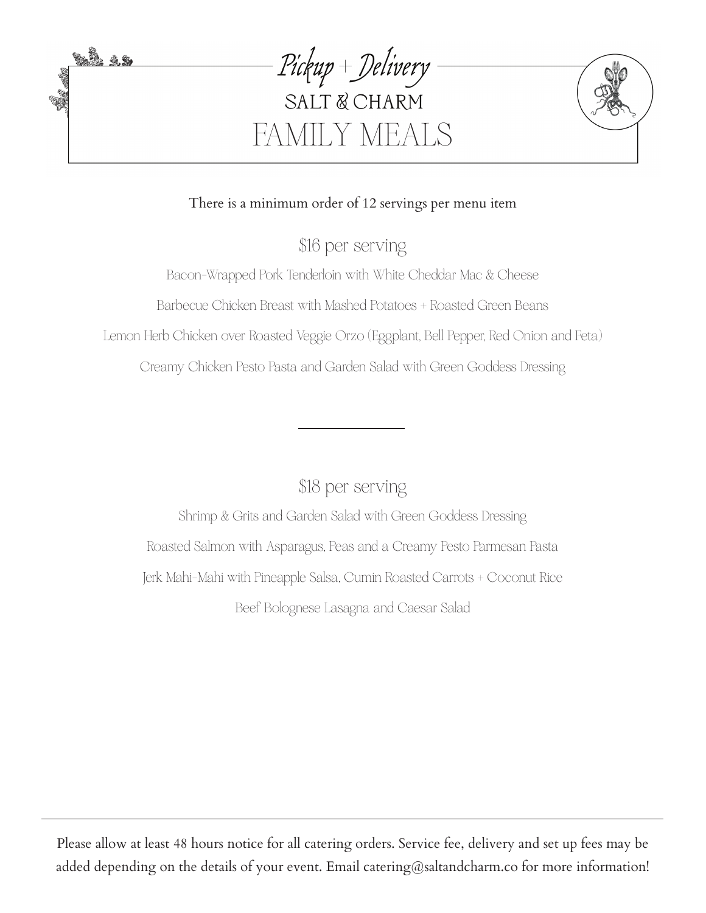*Pickup + Delivery*

SALT & CHARM

# FAMILY MEALS

There is a minimum order of 12 servings per menu item

## $16 per serving

Bacon-Wrapped Pork Tenderloin with White Cheddar Mac & Cheese

Barbecue Chicken Breast with Mashed Potatoes + Roasted Green Beans

Lemon Herb Chicken over Roasted Veggie Orzo (Eggplant, Bell Pepper, Red Onion and Feta)

Creamy Chicken Pesto Pasta and Garden Salad with Green Goddess Dressing

---

## $18 per serving

Shrimp & Grits and Garden Salad with Green Goddess Dressing

Roasted Salmon with Asparagus, Peas and a Creamy Pesto Parmesan Pasta

Jerk Mahi-Mahi with Pineapple Salsa, Cumin Roasted Carrots + Coconut Rice

Beef Bolognese Lasagna and Caesar Salad

---

Please allow at least 48 hours notice for all catering orders. Service fee, delivery and set up fees may be added depending on the details of your event. Email catering@saltandcharm.co for more information!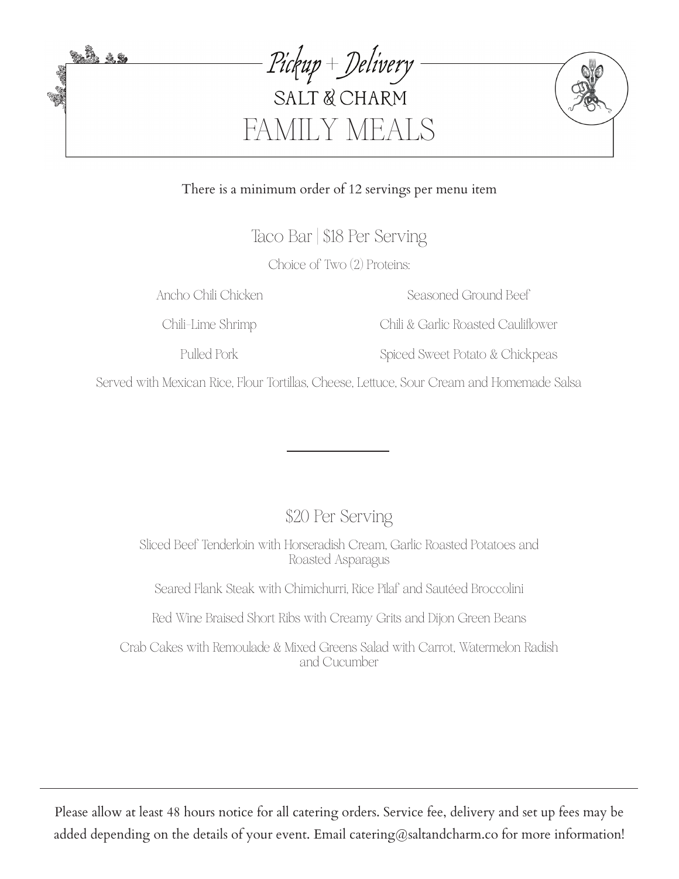# Pickup + Delivery

## SALT & CHARM

# FAMILY MEALS

There is a minimum order of 12 servings per menu item

## Taco Bar | $18 Per Serving

Choice of Two (2) Proteins:

- Ancho Chili Chicken
- Seasoned Ground Beef
- Chili-Lime Shrimp
- Chili & Garlic Roasted Cauliflower
- Pulled Pork
- Spiced Sweet Potato & Chickpeas

Served with Mexican Rice, Flour Tortillas, Cheese, Lettuce, Sour Cream and Homemade Salsa

---

## $20 Per Serving

Sliced Beef Tenderloin with Horseradish Cream, Garlic Roasted Potatoes and Roasted Asparagus

Seared Flank Steak with Chimichurri, Rice Pilaf and Sautéed Broccolini

Red Wine Braised Short Ribs with Creamy Grits and Dijon Green Beans

Crab Cakes with Remoulade & Mixed Greens Salad with Carrot, Watermelon Radish and Cucumber

---

Please allow at least 48 hours notice for all catering orders. Service fee, delivery and set up fees may be added depending on the details of your event. Email catering@saltandcharm.co for more information!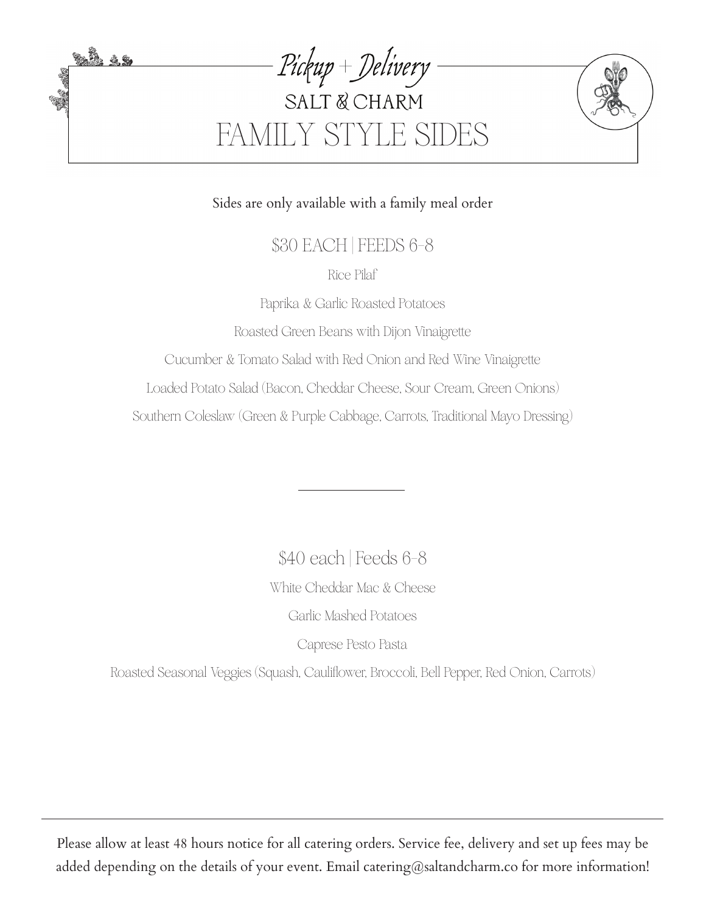*Pickup + Delivery*

SALT & CHARM

# FAMILY STYLE SIDES

Sides are only available with a family meal order

## $30 EACH | FEEDS 6-8

Rice Pilaf

Paprika & Garlic Roasted Potatoes

Roasted Green Beans with Dijon Vinaigrette

Cucumber & Tomato Salad with Red Onion and Red Wine Vinaigrette

Loaded Potato Salad (Bacon, Cheddar Cheese, Sour Cream, Green Onions)

Southern Coleslaw (Green & Purple Cabbage, Carrots, Traditional Mayo Dressing)

---

## $40 each | Feeds 6-8

White Cheddar Mac & Cheese

Garlic Mashed Potatoes

Caprese Pesto Pasta

Roasted Seasonal Veggies (Squash, Cauliflower, Broccoli, Bell Pepper, Red Onion, Carrots)

---

Please allow at least 48 hours notice for all catering orders. Service fee, delivery and set up fees may be added depending on the details of your event. Email catering@saltandcharm.co for more information!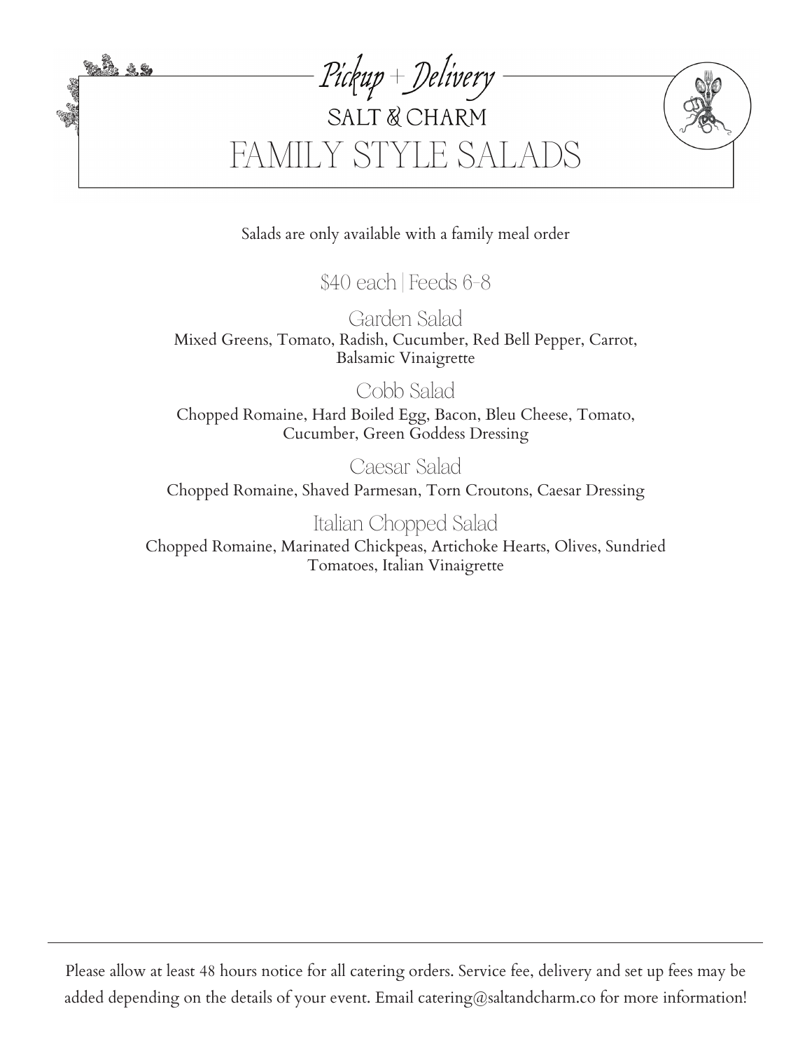*Pickup + Delivery*

SALT & CHARM

# FAMILY STYLE SALADS

Salads are only available with a family meal order

## $40 each | Feeds 6-8

### Garden Salad

Mixed Greens, Tomato, Radish, Cucumber, Red Bell Pepper, Carrot, Balsamic Vinaigrette

### Cobb Salad

Chopped Romaine, Hard Boiled Egg, Bacon, Bleu Cheese, Tomato, Cucumber, Green Goddess Dressing

### Caesar Salad

Chopped Romaine, Shaved Parmesan, Torn Croutons, Caesar Dressing

### Italian Chopped Salad

Chopped Romaine, Marinated Chickpeas, Artichoke Hearts, Olives, Sundried Tomatoes, Italian Vinaigrette

---

Please allow at least 48 hours notice for all catering orders. Service fee, delivery and set up fees may be added depending on the details of your event. Email catering@saltandcharm.co for more information!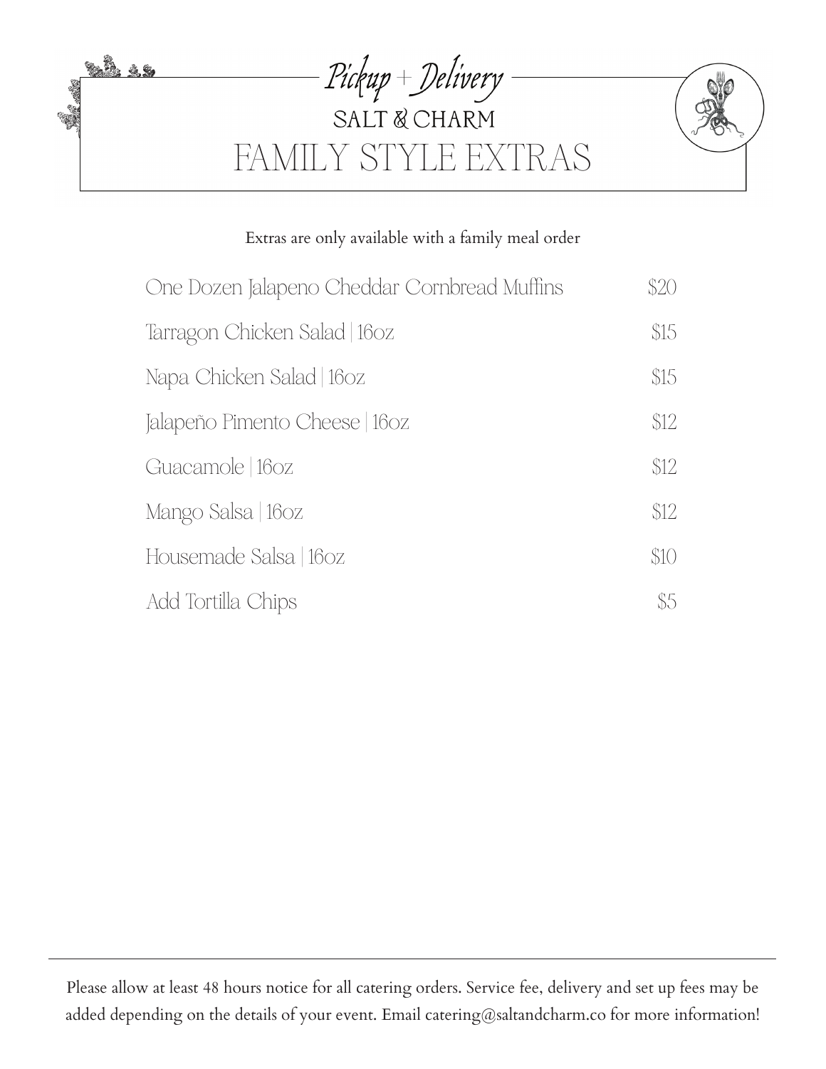*Pickup + Delivery*

SALT & CHARM

# FAMILY STYLE EXTRAS

Extras are only available with a family meal order

| Item | Price |
| --- | --- |
| One Dozen Jalapeno Cheddar Cornbread Muffins | $20 |
| Tarragon Chicken Salad \| 16oz | $15 |
| Napa Chicken Salad \| 16oz | $15 |
| Jalapeño Pimento Cheese \| 16oz | $12 |
| Guacamole \| 16oz | $12 |
| Mango Salsa \| 16oz | $12 |
| Housemade Salsa \| 16oz | $10 |
| Add Tortilla Chips | $5 |

Please allow at least 48 hours notice for all catering orders. Service fee, delivery and set up fees may be added depending on the details of your event. Email catering@saltandcharm.co for more information!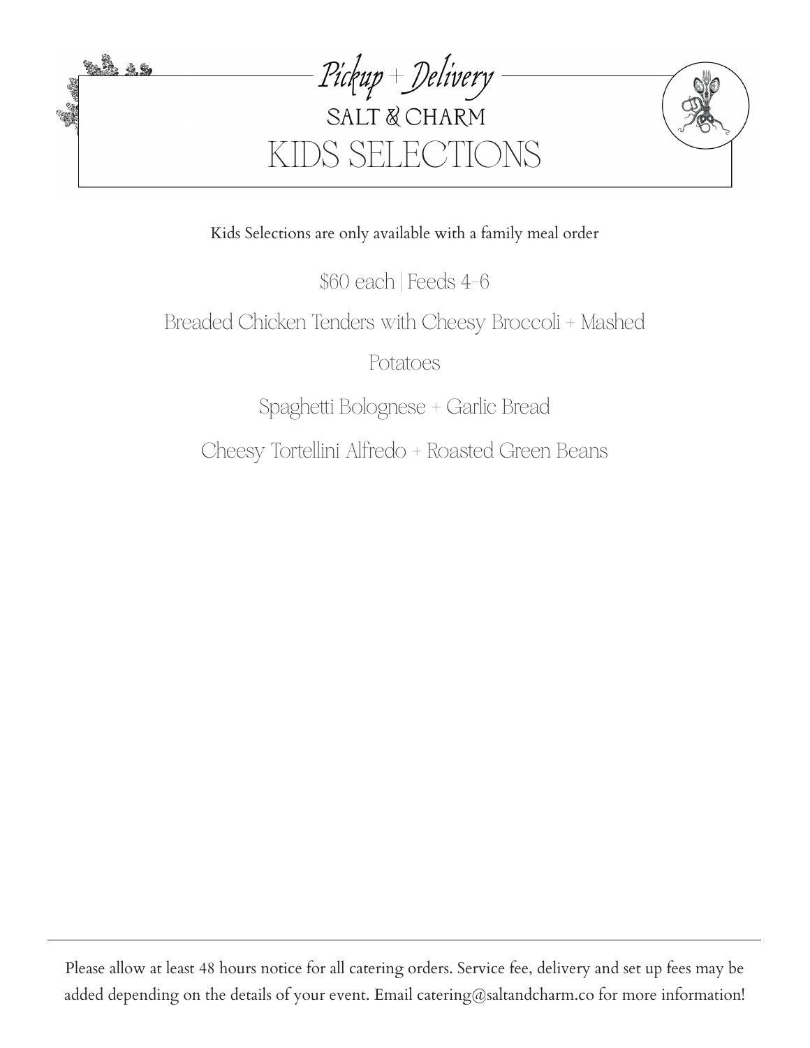*Pickup + Delivery*

SALT & CHARM

# KIDS SELECTIONS

Kids Selections are only available with a family meal order

$60 each | Feeds 4-6

Breaded Chicken Tenders with Cheesy Broccoli + Mashed Potatoes

Spaghetti Bolognese + Garlic Bread

Cheesy Tortellini Alfredo + Roasted Green Beans

---

Please allow at least 48 hours notice for all catering orders. Service fee, delivery and set up fees may be added depending on the details of your event. Email catering@saltandcharm.co for more information!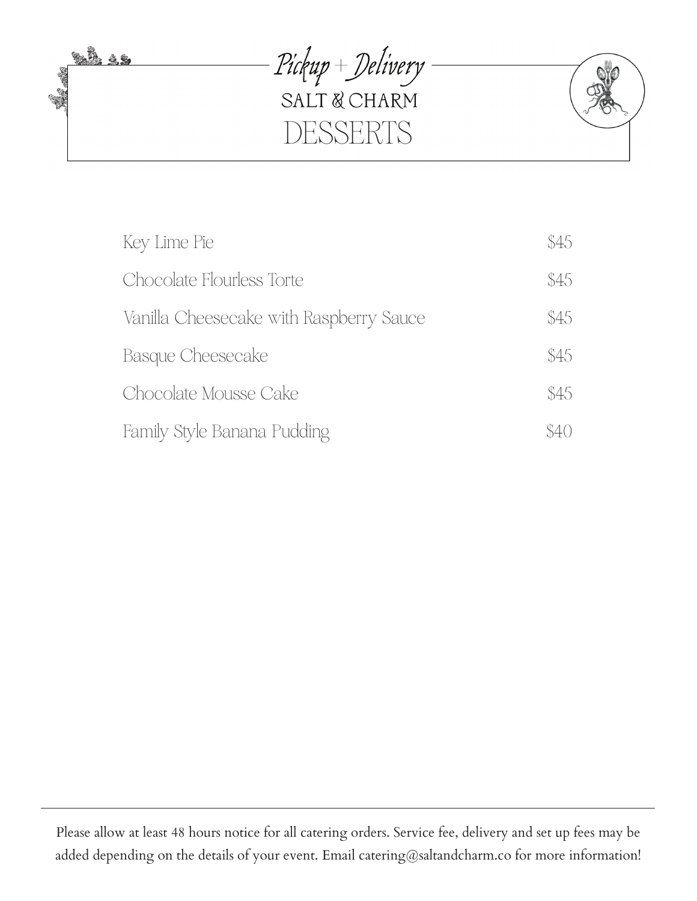*Pickup + Delivery*

SALT & CHARM

# DESSERTS

| | |
|---|---|
| Key Lime Pie | $45 |
| Chocolate Flourless Torte | $45 |
| Vanilla Cheesecake with Raspberry Sauce | $45 |
| Basque Cheesecake | $45 |
| Chocolate Mousse Cake | $45 |
| Family Style Banana Pudding | $40 |

Please allow at least 48 hours notice for all catering orders. Service fee, delivery and set up fees may be added depending on the details of your event. Email catering@saltandcharm.co for more information!